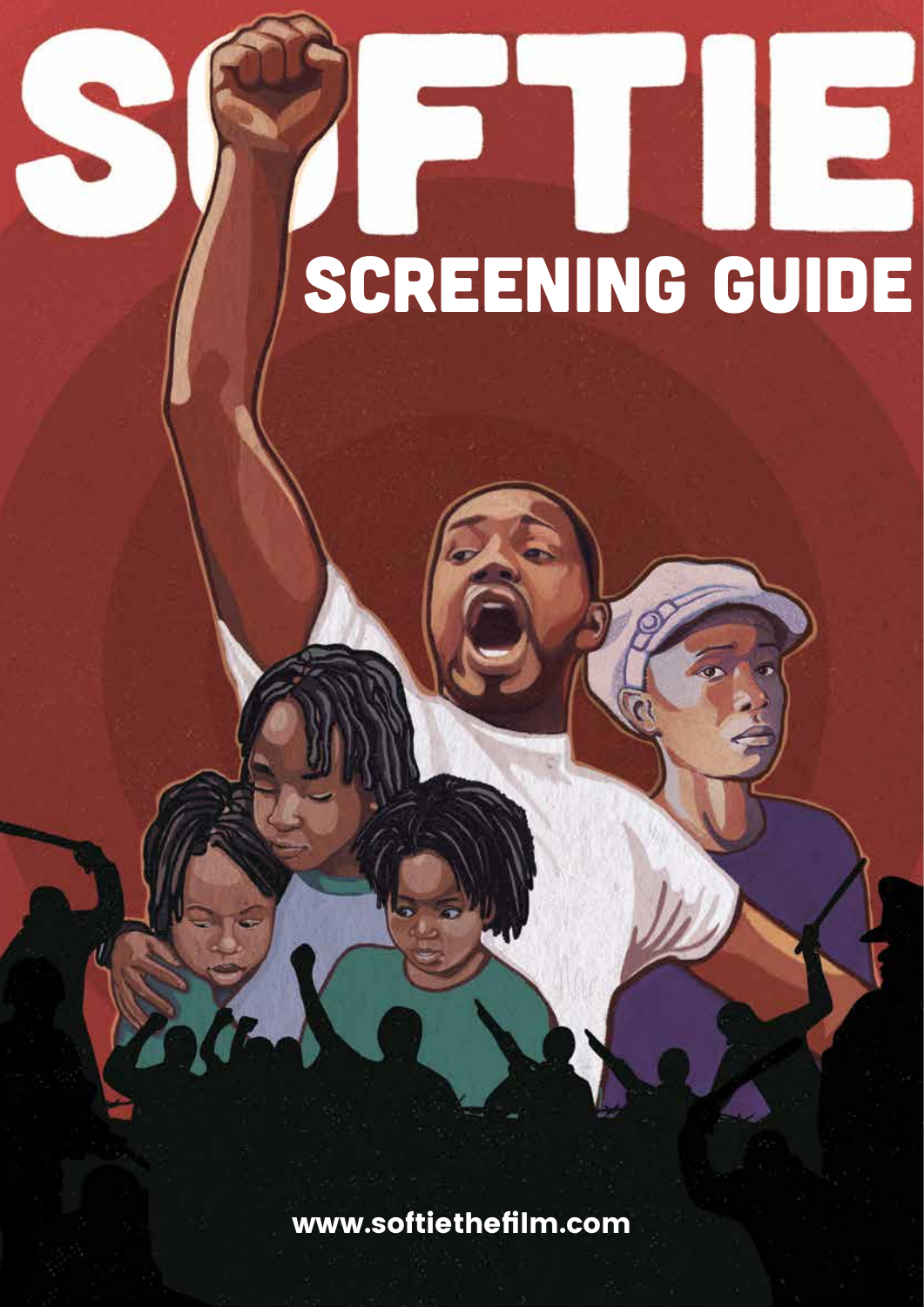# SOFTIE

## SCREENING GUIDE

www.softiethefilm.com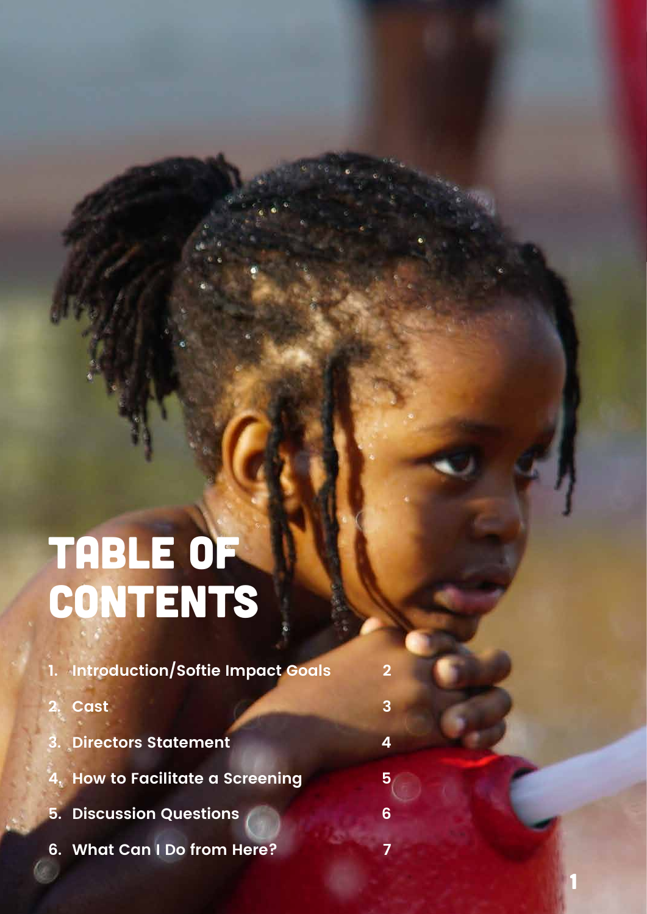# TABLE OF CONTENTS

1. Introduction/Softie Impact Goals 2
2. Cast 3
3. Directors Statement 4
4. How to Facilitate a Screening 5
5. Discussion Questions 6
6. What Can I Do from Here? 7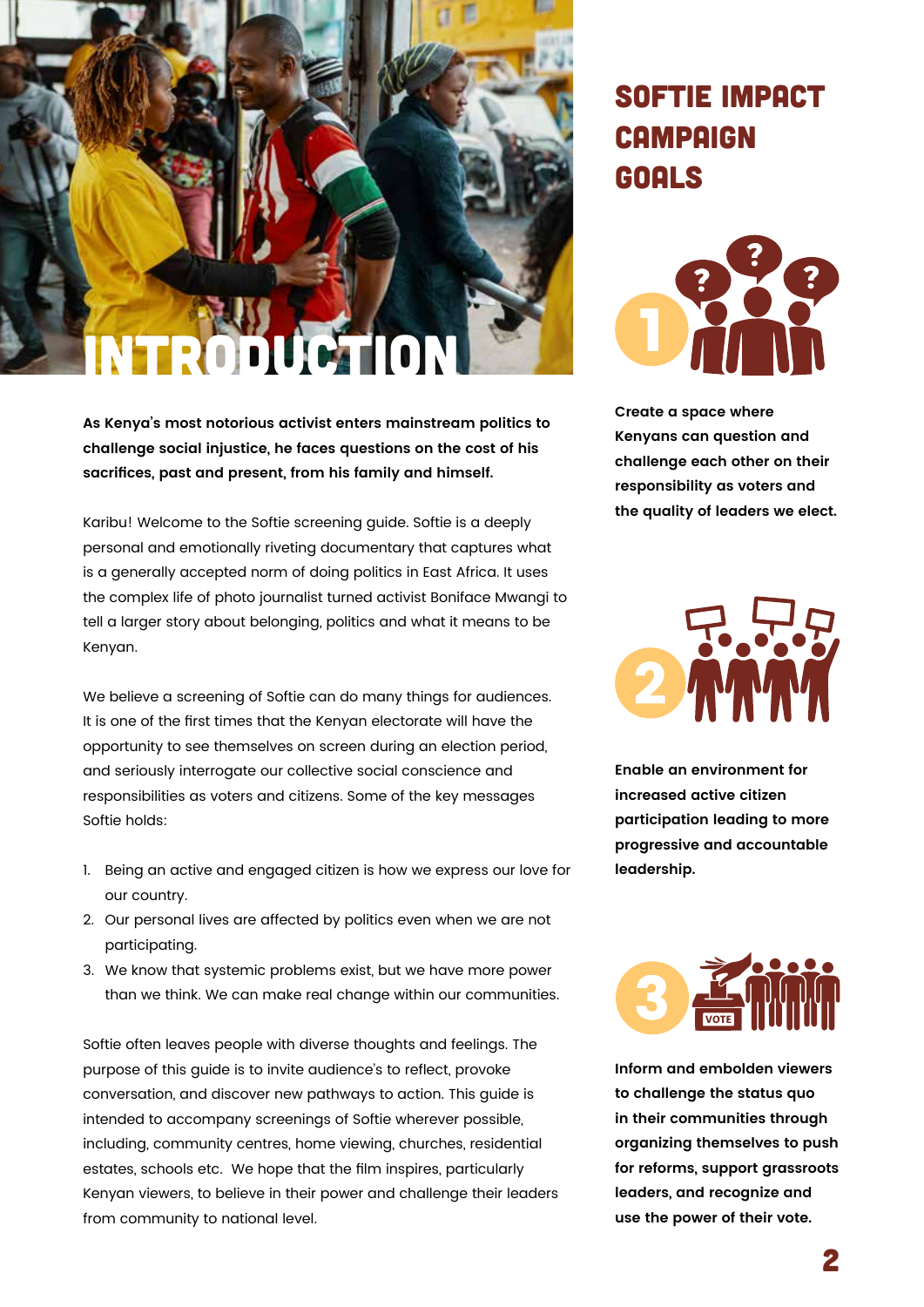# INTRODUCTION

**As Kenya's most notorious activist enters mainstream politics to challenge social injustice, he faces questions on the cost of his sacrifices, past and present, from his family and himself.**

Karibu! Welcome to the Softie screening guide. Softie is a deeply personal and emotionally riveting documentary that captures what is a generally accepted norm of doing politics in East Africa. It uses the complex life of photo journalist turned activist Boniface Mwangi to tell a larger story about belonging, politics and what it means to be Kenyan.

We believe a screening of Softie can do many things for audiences. It is one of the first times that the Kenyan electorate will have the opportunity to see themselves on screen during an election period, and seriously interrogate our collective social conscience and responsibilities as voters and citizens. Some of the key messages Softie holds:

1. Being an active and engaged citizen is how we express our love for our country.
2. Our personal lives are affected by politics even when we are not participating.
3. We know that systemic problems exist, but we have more power than we think. We can make real change within our communities.

Softie often leaves people with diverse thoughts and feelings. The purpose of this guide is to invite audience's to reflect, provoke conversation, and discover new pathways to action. This guide is intended to accompany screenings of Softie wherever possible, including, community centres, home viewing, churches, residential estates, schools etc. We hope that the film inspires, particularly Kenyan viewers, to believe in their power and challenge their leaders from community to national level.

## SOFTIE IMPACT CAMPAIGN GOALS

1. **Create a space where Kenyans can question and challenge each other on their responsibility as voters and the quality of leaders we elect.**

2. **Enable an environment for increased active citizen participation leading to more progressive and accountable leadership.**

3. **Inform and embolden viewers to challenge the status quo in their communities through organizing themselves to push for reforms, support grassroots leaders, and recognize and use the power of their vote.**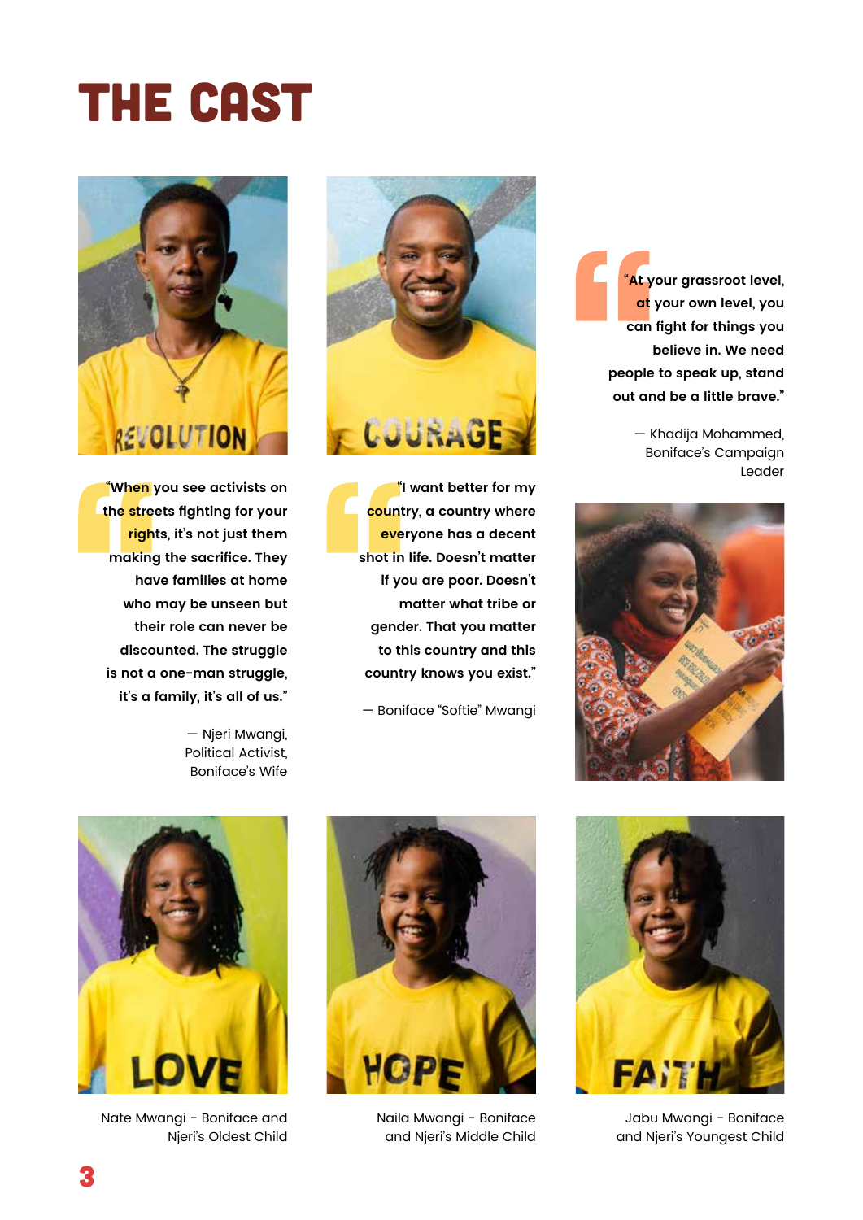# THE CAST

"When you see activists on the streets fighting for your rights, it's not just them making the sacrifice. They have families at home who may be unseen but their role can never be discounted. The struggle is not a one-man struggle, it's a family, it's all of us."

— Njeri Mwangi, Political Activist, Boniface's Wife

"I want better for my country, a country where everyone has a decent shot in life. Doesn't matter if you are poor. Doesn't matter what tribe or gender. That you matter to this country and this country knows you exist."

— Boniface "Softie" Mwangi

"At your grassroot level, at your own level, you can fight for things you believe in. We need people to speak up, stand out and be a little brave."

— Khadija Mohammed, Boniface's Campaign Leader

Nate Mwangi - Boniface and Njeri's Oldest Child

Naila Mwangi - Boniface and Njeri's Middle Child

Jabu Mwangi - Boniface and Njeri's Youngest Child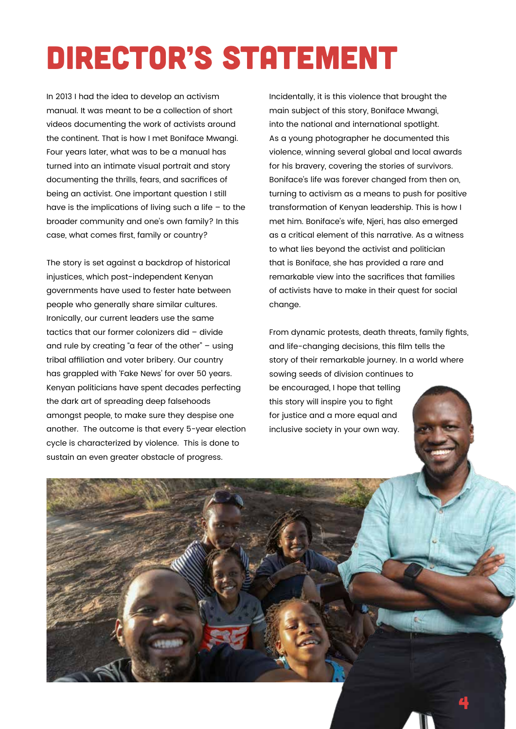# DIRECTOR'S STATEMENT

In 2013 I had the idea to develop an activism manual. It was meant to be a collection of short videos documenting the work of activists around the continent. That is how I met Boniface Mwangi. Four years later, what was to be a manual has turned into an intimate visual portrait and story documenting the thrills, fears, and sacrifices of being an activist. One important question I still have is the implications of living such a life – to the broader community and one's own family? In this case, what comes first, family or country?

The story is set against a backdrop of historical injustices, which post-independent Kenyan governments have used to fester hate between people who generally share similar cultures. Ironically, our current leaders use the same tactics that our former colonizers did – divide and rule by creating "a fear of the other" – using tribal affiliation and voter bribery. Our country has grappled with 'Fake News' for over 50 years. Kenyan politicians have spent decades perfecting the dark art of spreading deep falsehoods amongst people, to make sure they despise one another. The outcome is that every 5-year election cycle is characterized by violence. This is done to sustain an even greater obstacle of progress.

Incidentally, it is this violence that brought the main subject of this story, Boniface Mwangi, into the national and international spotlight. As a young photographer he documented this violence, winning several global and local awards for his bravery, covering the stories of survivors. Boniface's life was forever changed from then on, turning to activism as a means to push for positive transformation of Kenyan leadership. This is how I met him. Boniface's wife, Njeri, has also emerged as a critical element of this narrative. As a witness to what lies beyond the activist and politician that is Boniface, she has provided a rare and remarkable view into the sacrifices that families of activists have to make in their quest for social change.

From dynamic protests, death threats, family fights, and life-changing decisions, this film tells the story of their remarkable journey. In a world where sowing seeds of division continues to be encouraged, I hope that telling this story will inspire you to fight for justice and a more equal and inclusive society in your own way.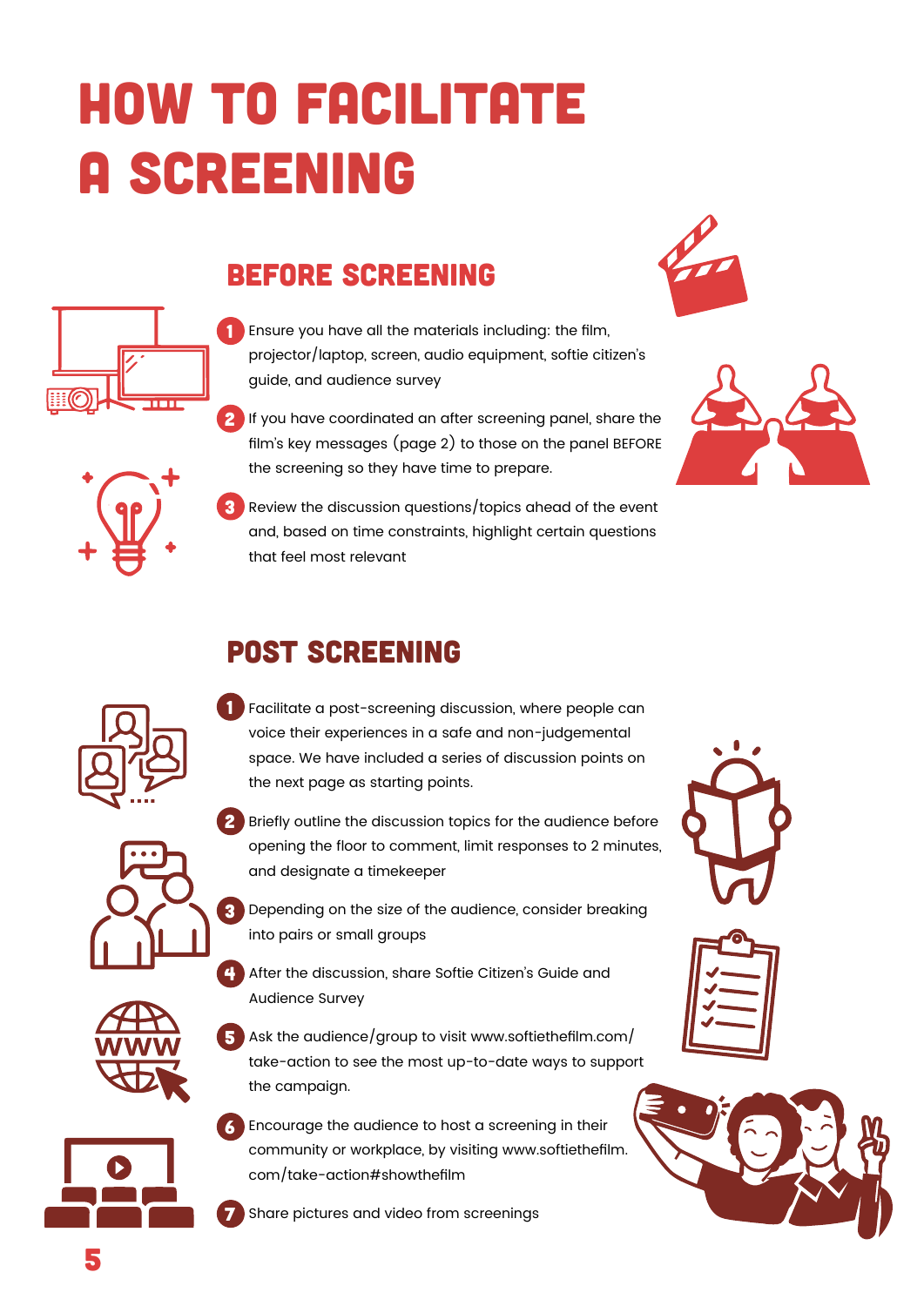# HOW TO FACILITATE A SCREENING

## BEFORE SCREENING

1. Ensure you have all the materials including: the film, projector/laptop, screen, audio equipment, softie citizen's guide, and audience survey
2. If you have coordinated an after screening panel, share the film's key messages (page 2) to those on the panel BEFORE the screening so they have time to prepare.
3. Review the discussion questions/topics ahead of the event and, based on time constraints, highlight certain questions that feel most relevant

## POST SCREENING

1. Facilitate a post-screening discussion, where people can voice their experiences in a safe and non-judgemental space. We have included a series of discussion points on the next page as starting points.
2. Briefly outline the discussion topics for the audience before opening the floor to comment, limit responses to 2 minutes, and designate a timekeeper
3. Depending on the size of the audience, consider breaking into pairs or small groups
4. After the discussion, share Softie Citizen's Guide and Audience Survey
5. Ask the audience/group to visit www.softiethefilm.com/take-action to see the most up-to-date ways to support the campaign.
6. Encourage the audience to host a screening in their community or workplace, by visiting www.softiethefilm.com/take-action#showthefilm
7. Share pictures and video from screenings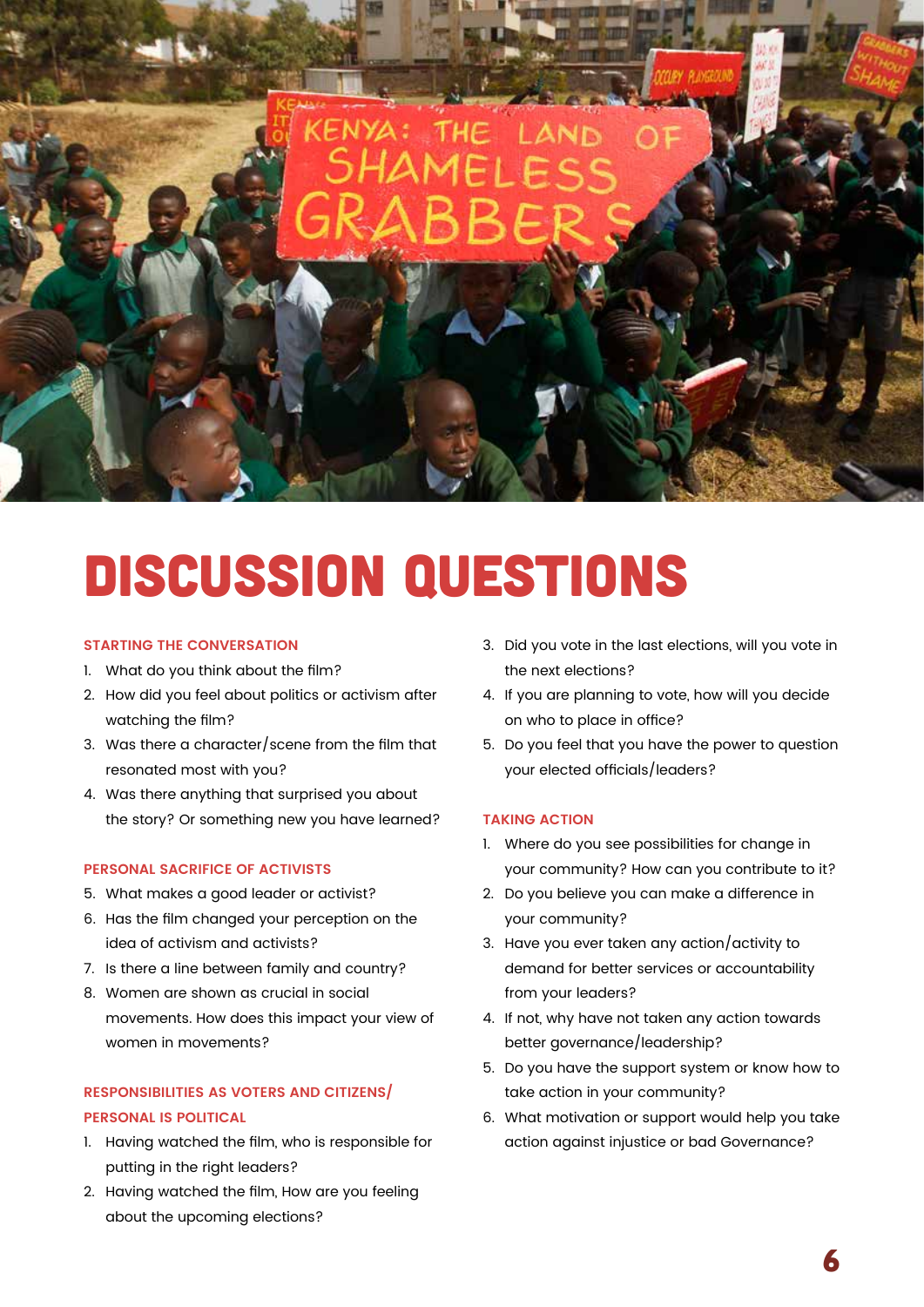# DISCUSSION QUESTIONS

### STARTING THE CONVERSATION

1. What do you think about the film?
2. How did you feel about politics or activism after watching the film?
3. Was there a character/scene from the film that resonated most with you?
4. Was there anything that surprised you about the story? Or something new you have learned?

### PERSONAL SACRIFICE OF ACTIVISTS

5. What makes a good leader or activist?
6. Has the film changed your perception on the idea of activism and activists?
7. Is there a line between family and country?
8. Women are shown as crucial in social movements. How does this impact your view of women in movements?

### RESPONSIBILITIES AS VOTERS AND CITIZENS/ PERSONAL IS POLITICAL

1. Having watched the film, who is responsible for putting in the right leaders?
2. Having watched the film, How are you feeling about the upcoming elections?
3. Did you vote in the last elections, will you vote in the next elections?
4. If you are planning to vote, how will you decide on who to place in office?
5. Do you feel that you have the power to question your elected officials/leaders?

### TAKING ACTION

1. Where do you see possibilities for change in your community? How can you contribute to it?
2. Do you believe you can make a difference in your community?
3. Have you ever taken any action/activity to demand for better services or accountability from your leaders?
4. If not, why have not taken any action towards better governance/leadership?
5. Do you have the support system or know how to take action in your community?
6. What motivation or support would help you take action against injustice or bad Governance?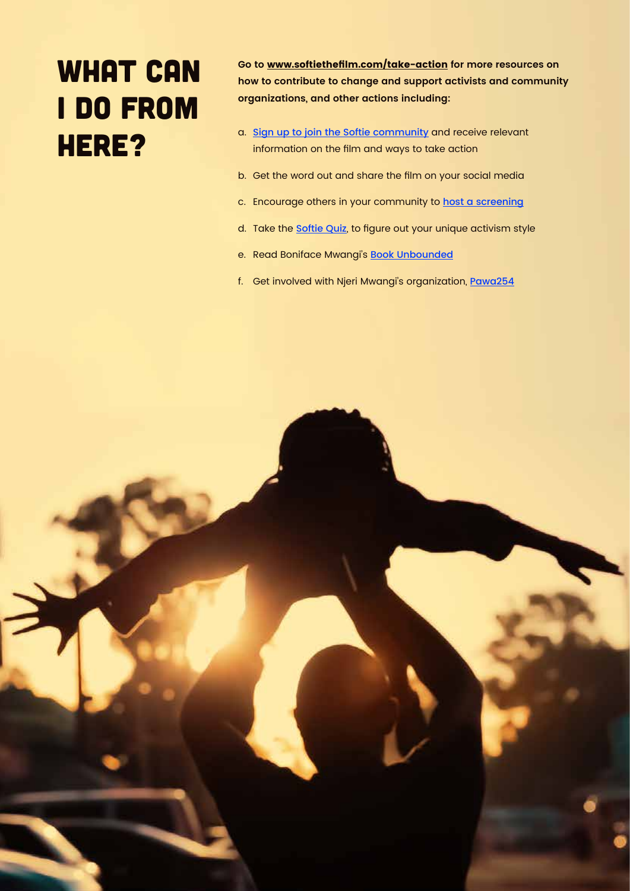# WHAT CAN I DO FROM HERE?

**Go to www.softiethefilm.com/take-action for more resources on how to contribute to change and support activists and community organizations, and other actions including:**

a. Sign up to join the Softie community and receive relevant information on the film and ways to take action

b. Get the word out and share the film on your social media

c. Encourage others in your community to host a screening

d. Take the Softie Quiz, to figure out your unique activism style

e. Read Boniface Mwangi's Book Unbounded

f. Get involved with Njeri Mwangi's organization, Pawa254